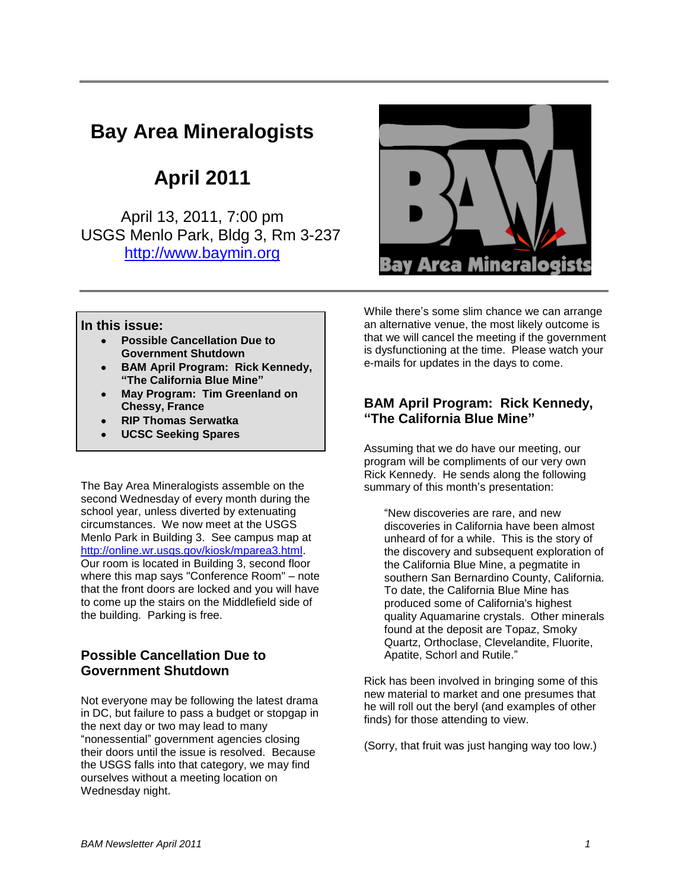# Bay Area Mineralogists

## April 2011

April 13, 2011, 7:00 pm
USGS Menlo Park, Bldg 3, Rm 3-237
http://www.baymin.org

**In this issue:**

- **Possible Cancellation Due to Government Shutdown**
- **BAM April Program: Rick Kennedy, "The California Blue Mine"**
- **May Program: Tim Greenland on Chessy, France**
- **RIP Thomas Serwatka**
- **UCSC Seeking Spares**

The Bay Area Mineralogists assemble on the second Wednesday of every month during the school year, unless diverted by extenuating circumstances. We now meet at the USGS Menlo Park in Building 3. See campus map at http://online.wr.usgs.gov/kiosk/mparea3.html. Our room is located in Building 3, second floor where this map says "Conference Room" – note that the front doors are locked and you will have to come up the stairs on the Middlefield side of the building. Parking is free.

### Possible Cancellation Due to Government Shutdown

Not everyone may be following the latest drama in DC, but failure to pass a budget or stopgap in the next day or two may lead to many "nonessential" government agencies closing their doors until the issue is resolved. Because the USGS falls into that category, we may find ourselves without a meeting location on Wednesday night.

While there's some slim chance we can arrange an alternative venue, the most likely outcome is that we will cancel the meeting if the government is dysfunctioning at the time. Please watch your e-mails for updates in the days to come.

### BAM April Program: Rick Kennedy, "The California Blue Mine"

Assuming that we do have our meeting, our program will be compliments of our very own Rick Kennedy. He sends along the following summary of this month's presentation:

> "New discoveries are rare, and new discoveries in California have been almost unheard of for a while. This is the story of the discovery and subsequent exploration of the California Blue Mine, a pegmatite in southern San Bernardino County, California. To date, the California Blue Mine has produced some of California's highest quality Aquamarine crystals. Other minerals found at the deposit are Topaz, Smoky Quartz, Orthoclase, Clevelandite, Fluorite, Apatite, Schorl and Rutile."

Rick has been involved in bringing some of this new material to market and one presumes that he will roll out the beryl (and examples of other finds) for those attending to view.

(Sorry, that fruit was just hanging way too low.)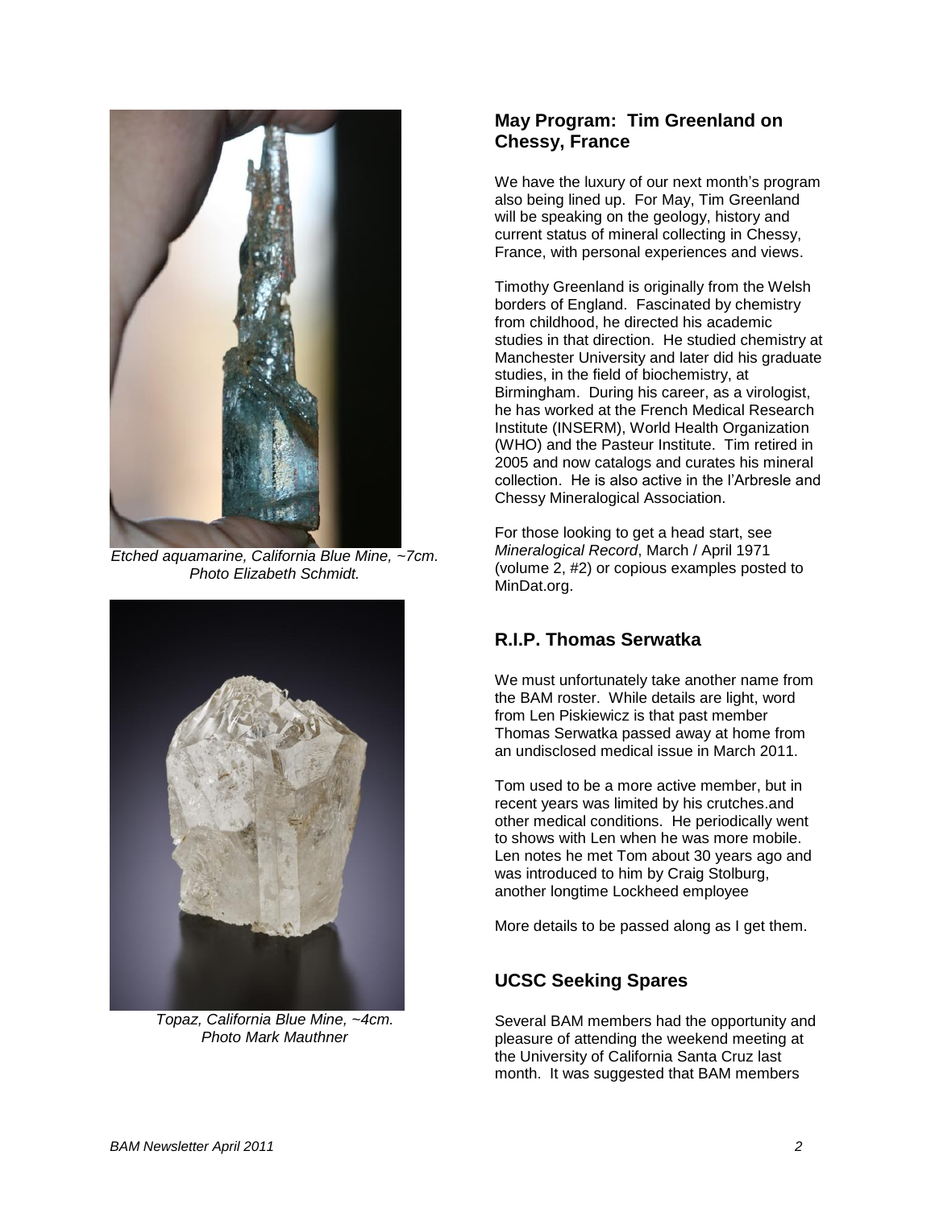*Etched aquamarine, California Blue Mine, ~7cm. Photo Elizabeth Schmidt.*

*Topaz, California Blue Mine, ~4cm. Photo Mark Mauthner*

## May Program: Tim Greenland on Chessy, France

We have the luxury of our next month's program also being lined up. For May, Tim Greenland will be speaking on the geology, history and current status of mineral collecting in Chessy, France, with personal experiences and views.

Timothy Greenland is originally from the Welsh borders of England. Fascinated by chemistry from childhood, he directed his academic studies in that direction. He studied chemistry at Manchester University and later did his graduate studies, in the field of biochemistry, at Birmingham. During his career, as a virologist, he has worked at the French Medical Research Institute (INSERM), World Health Organization (WHO) and the Pasteur Institute. Tim retired in 2005 and now catalogs and curates his mineral collection. He is also active in the l'Arbresle and Chessy Mineralogical Association.

For those looking to get a head start, see *Mineralogical Record*, March / April 1971 (volume 2, #2) or copious examples posted to MinDat.org.

## R.I.P. Thomas Serwatka

We must unfortunately take another name from the BAM roster. While details are light, word from Len Piskiewicz is that past member Thomas Serwatka passed away at home from an undisclosed medical issue in March 2011.

Tom used to be a more active member, but in recent years was limited by his crutches.and other medical conditions. He periodically went to shows with Len when he was more mobile. Len notes he met Tom about 30 years ago and was introduced to him by Craig Stolburg, another longtime Lockheed employee

More details to be passed along as I get them.

## UCSC Seeking Spares

Several BAM members had the opportunity and pleasure of attending the weekend meeting at the University of California Santa Cruz last month. It was suggested that BAM members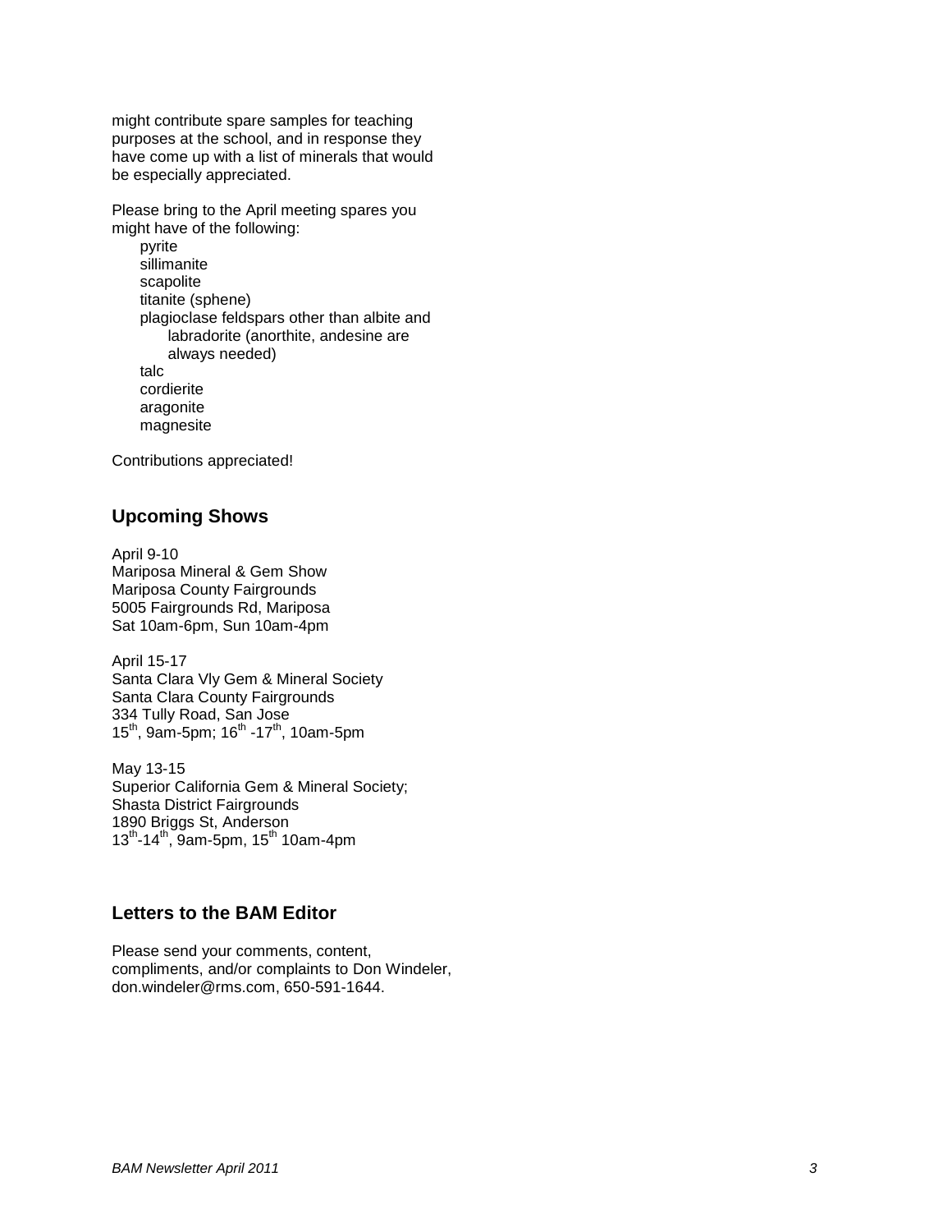might contribute spare samples for teaching purposes at the school, and in response they have come up with a list of minerals that would be especially appreciated.

Please bring to the April meeting spares you might have of the following:

- pyrite
- sillimanite
- scapolite
- titanite (sphene)
- plagioclase feldspars other than albite and labradorite (anorthite, andesine are always needed)
- talc
- cordierite
- aragonite
- magnesite

Contributions appreciated!

## Upcoming Shows

April 9-10
Mariposa Mineral & Gem Show
Mariposa County Fairgrounds
5005 Fairgrounds Rd, Mariposa
Sat 10am-6pm, Sun 10am-4pm

April 15-17
Santa Clara Vly Gem & Mineral Society
Santa Clara County Fairgrounds
334 Tully Road, San Jose
15th, 9am-5pm; 16th -17th, 10am-5pm

May 13-15
Superior California Gem & Mineral Society;
Shasta District Fairgrounds
1890 Briggs St, Anderson
13th-14th, 9am-5pm, 15th 10am-4pm

## Letters to the BAM Editor

Please send your comments, content, compliments, and/or complaints to Don Windeler, don.windeler@rms.com, 650-591-1644.